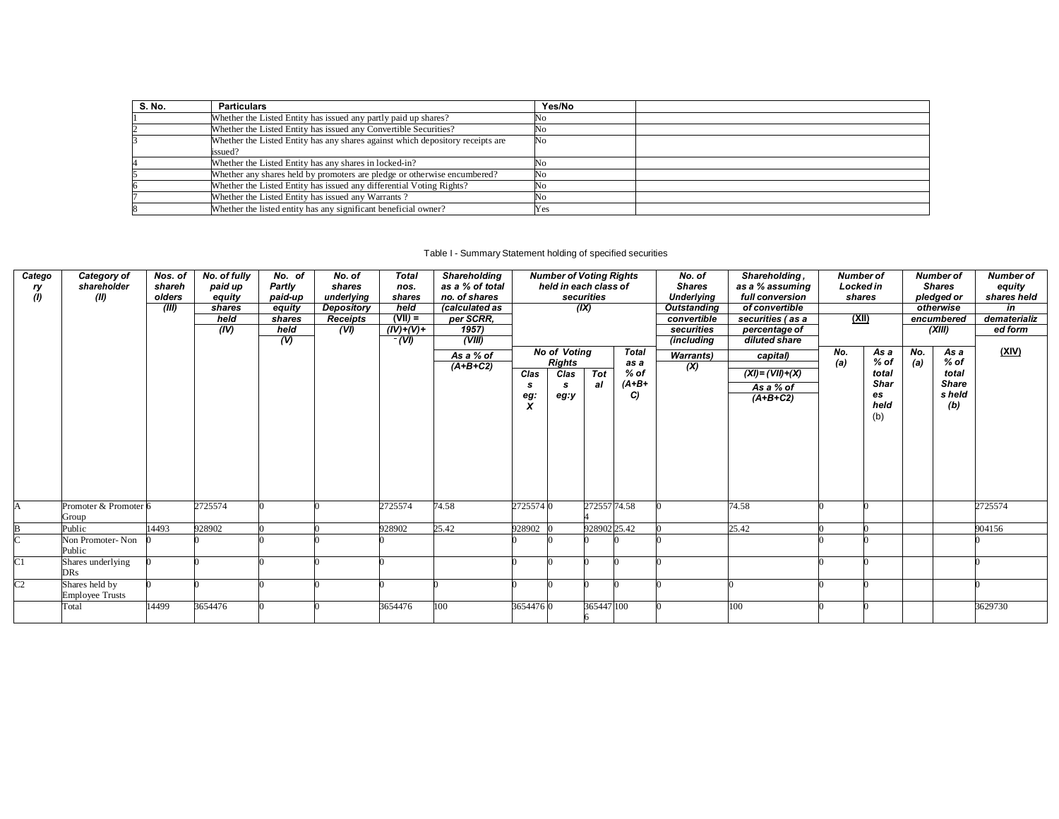| S. No. | Particulars | Yes/No | |
|---|---|---|---|
| 1 | Whether the Listed Entity has issued any partly paid up shares? | No | |
| 2 | Whether the Listed Entity has issued any Convertible Securities? | No | |
| 3 | Whether the Listed Entity has any shares against which depository receipts are issued? | No | |
| 4 | Whether the Listed Entity has any shares in locked-in? | No | |
| 5 | Whether any shares held by promoters are pledge or otherwise encumbered? | No | |
| 6 | Whether the Listed Entity has issued any differential Voting Rights? | No | |
| 7 | Whether the Listed Entity has issued any Warrants ? | No | |
| 8 | Whether the listed entity has any significant beneficial owner? | Yes | |

Table I - Summary Statement holding of specified securities

| Category (I) | Category of shareholder (II) | Nos. of shareholders (III) | No. of fully paid up equity shares held (IV) | No. of Partly paid-up equity shares held (V) | No. of shares underlying Depository Receipts (VI) | Total nos. shares held (VII) = (IV)+(V)+ (VI) | Shareholding as a % of total no. of shares (calculated as per SCRR, 1957) (VIII) As a % of (A+B+C2) | Number of Voting Rights held in each class of securities (IX) | | | | No. of Shares Underlying Outstanding convertible securities (including Warrants) (X) | Shareholding , as a % assuming full conversion of convertible securities ( as a percentage of diluted share capital) (XI)= (VII)+(X) As a % of (A+B+C2) | Number of Locked in shares (XII) | | Number of Shares pledged or otherwise encumbered (XIII) | | Number of equity shares held in dematerialized form (XIV) |
|---|---|---|---|---|---|---|---|---|---|---|---|---|---|---|---|---|---|---|
| | | | | | | | | No of Voting Rights | | | Total as a % of (A+B+C) | | | No. (a) | As a % of total Shares held (b) | No. (a) | As a % of total Shares held (b) | |
| | | | | | | | | Class eg: X | Class eg:y | Total | | | | | | | | |
| A | Promoter & Promoter Group | 6 | 2725574 | 0 | 0 | 2725574 | 74.58 | 2725574 | 0 | 2725574 | 74.58 | 0 | 74.58 | 0 | 0 | | | 2725574 |
| B | Public | 14493 | 928902 | 0 | 0 | 928902 | 25.42 | 928902 | 0 | 928902 | 25.42 | 0 | 25.42 | 0 | 0 | | | 904156 |
| C | Non Promoter- Non Public | 0 | 0 | 0 | 0 | 0 | | 0 | 0 | 0 | 0 | 0 | | 0 | 0 | | | 0 |
| C1 | Shares underlying DRs | 0 | 0 | 0 | 0 | 0 | | 0 | 0 | 0 | 0 | 0 | | 0 | 0 | | | 0 |
| C2 | Shares held by Employee Trusts | 0 | 0 | 0 | 0 | 0 | 0 | 0 | 0 | 0 | 0 | 0 | 0 | 0 | 0 | | | 0 |
| | Total | 14499 | 3654476 | 0 | 0 | 3654476 | 100 | 3654476 | 0 | 3654476 | 100 | 0 | 100 | 0 | 0 | | | 3629730 |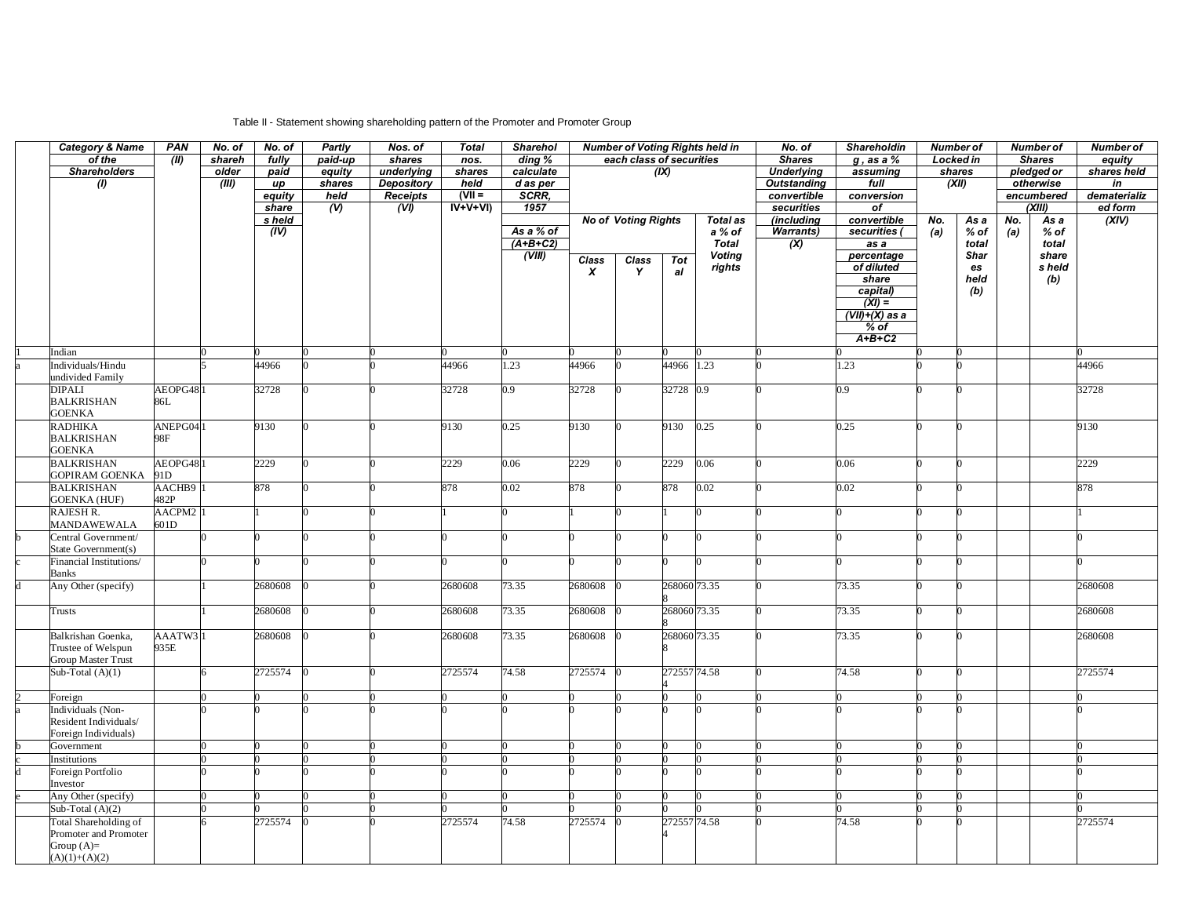Table II - Statement showing shareholding pattern of the Promoter and Promoter Group

| | Category & Name of the Shareholders (I) | PAN (II) | No. of shareholder (III) | No. of fully paid up equity shares held (IV) | Partly paid-up equity shares held (V) | Nos. of shares underlying Depository Receipts (VI) | Total nos. shares held (VII = IV+V+VI) | Shareholding % calculated as per SCRR, 1957 As a % of (A+B+C2) (VIII) | Number of Voting Rights held in each class of securities (IX) | | | | No. of Shares Underlying Outstanding convertible securities (including Warrants) (X) | Shareholding , as a % assuming full conversion of convertible securities ( as a percentage of diluted share capital) (XI) = (VII)+(X) as a % of A+B+C2 | Number of Locked in shares (XII) | | Number of Shares pledged or otherwise encumbered (XIII) | | Number of equity shares held in dematerialized form (XIV) |
|---|---|---|---|---|---|---|---|---|---|---|---|---|---|---|---|---|---|---|---|
| | | | | | | | | | No of Voting Rights | | | Total as a % of Total Voting rights | | | No. (a) | As a % of total Shares held (b) | No. (a) | As a % of total share s held (b) | |
| | | | | | | | | | Class X | Class Y | Total | | | | | | | | |
| 1 | Indian | | 0 | 0 | 0 | 0 | 0 | 0 | 0 | 0 | 0 | 0 | 0 | 0 | 0 | 0 | | | 0 |
| a | Individuals/Hindu undivided Family | | 5 | 44966 | 0 | 0 | 44966 | 1.23 | 44966 | 0 | 44966 | 1.23 | 0 | 1.23 | 0 | 0 | | | 44966 |
| | DIPALI BALKRISHAN GOENKA | AEOPG4886L | 1 | 32728 | 0 | 0 | 32728 | 0.9 | 32728 | 0 | 32728 | 0.9 | 0 | 0.9 | 0 | 0 | | | 32728 |
| | RADHIKA BALKRISHAN GOENKA | ANEPG0498F | 1 | 9130 | 0 | 0 | 9130 | 0.25 | 9130 | 0 | 9130 | 0.25 | 0 | 0.25 | 0 | 0 | | | 9130 |
| | BALKRISHAN GOPIRAM GOENKA | AEOPG4891D | 1 | 2229 | 0 | 0 | 2229 | 0.06 | 2229 | 0 | 2229 | 0.06 | 0 | 0.06 | 0 | 0 | | | 2229 |
| | BALKRISHAN GOENKA (HUF) | AACHB9482P | 1 | 878 | 0 | 0 | 878 | 0.02 | 878 | 0 | 878 | 0.02 | 0 | 0.02 | 0 | 0 | | | 878 |
| | RAJESH R. MANDAWEWALA | AACPM2601D | 1 | 1 | 0 | 0 | 1 | 0 | 1 | 0 | 1 | 0 | 0 | 0 | 0 | 0 | | | 1 |
| b | Central Government/ State Government(s) | | 0 | 0 | 0 | 0 | 0 | 0 | 0 | 0 | 0 | 0 | 0 | 0 | 0 | 0 | | | 0 |
| c | Financial Institutions/ Banks | | 0 | 0 | 0 | 0 | 0 | 0 | 0 | 0 | 0 | 0 | 0 | 0 | 0 | 0 | | | 0 |
| d | Any Other (specify) | | 1 | 2680608 | 0 | 0 | 2680608 | 73.35 | 2680608 | 0 | 2680608 | 73.35 | 0 | 73.35 | 0 | 0 | | | 2680608 |
| | Trusts | | 1 | 2680608 | 0 | 0 | 2680608 | 73.35 | 2680608 | 0 | 2680608 | 73.35 | 0 | 73.35 | 0 | 0 | | | 2680608 |
| | Balkrishan Goenka, Trustee of Welspun Group Master Trust | AAATW3935E | 1 | 2680608 | 0 | 0 | 2680608 | 73.35 | 2680608 | 0 | 2680608 | 73.35 | 0 | 73.35 | 0 | 0 | | | 2680608 |
| | Sub-Total (A)(1) | | 6 | 2725574 | 0 | 0 | 2725574 | 74.58 | 2725574 | 0 | 2725574 | 74.58 | 0 | 74.58 | 0 | 0 | | | 2725574 |
| 2 | Foreign | | 0 | 0 | 0 | 0 | 0 | 0 | 0 | 0 | 0 | 0 | 0 | 0 | 0 | 0 | | | 0 |
| a | Individuals (Non-Resident Individuals/ Foreign Individuals) | | 0 | 0 | 0 | 0 | 0 | 0 | 0 | 0 | 0 | 0 | 0 | 0 | 0 | 0 | | | 0 |
| b | Government | | 0 | 0 | 0 | 0 | 0 | 0 | 0 | 0 | 0 | 0 | 0 | 0 | 0 | 0 | | | 0 |
| c | Institutions | | 0 | 0 | 0 | 0 | 0 | 0 | 0 | 0 | 0 | 0 | 0 | 0 | 0 | 0 | | | 0 |
| d | Foreign Portfolio Investor | | 0 | 0 | 0 | 0 | 0 | 0 | 0 | 0 | 0 | 0 | 0 | 0 | 0 | 0 | | | 0 |
| e | Any Other (specify) | | 0 | 0 | 0 | 0 | 0 | 0 | 0 | 0 | 0 | 0 | 0 | 0 | 0 | 0 | | | 0 |
| | Sub-Total (A)(2) | | 0 | 0 | 0 | 0 | 0 | 0 | 0 | 0 | 0 | 0 | 0 | 0 | 0 | 0 | | | 0 |
| | Total Shareholding of Promoter and Promoter Group (A)= (A)(1)+(A)(2) | | 6 | 2725574 | 0 | 0 | 2725574 | 74.58 | 2725574 | 0 | 2725574 | 74.58 | 0 | 74.58 | 0 | 0 | | | 2725574 |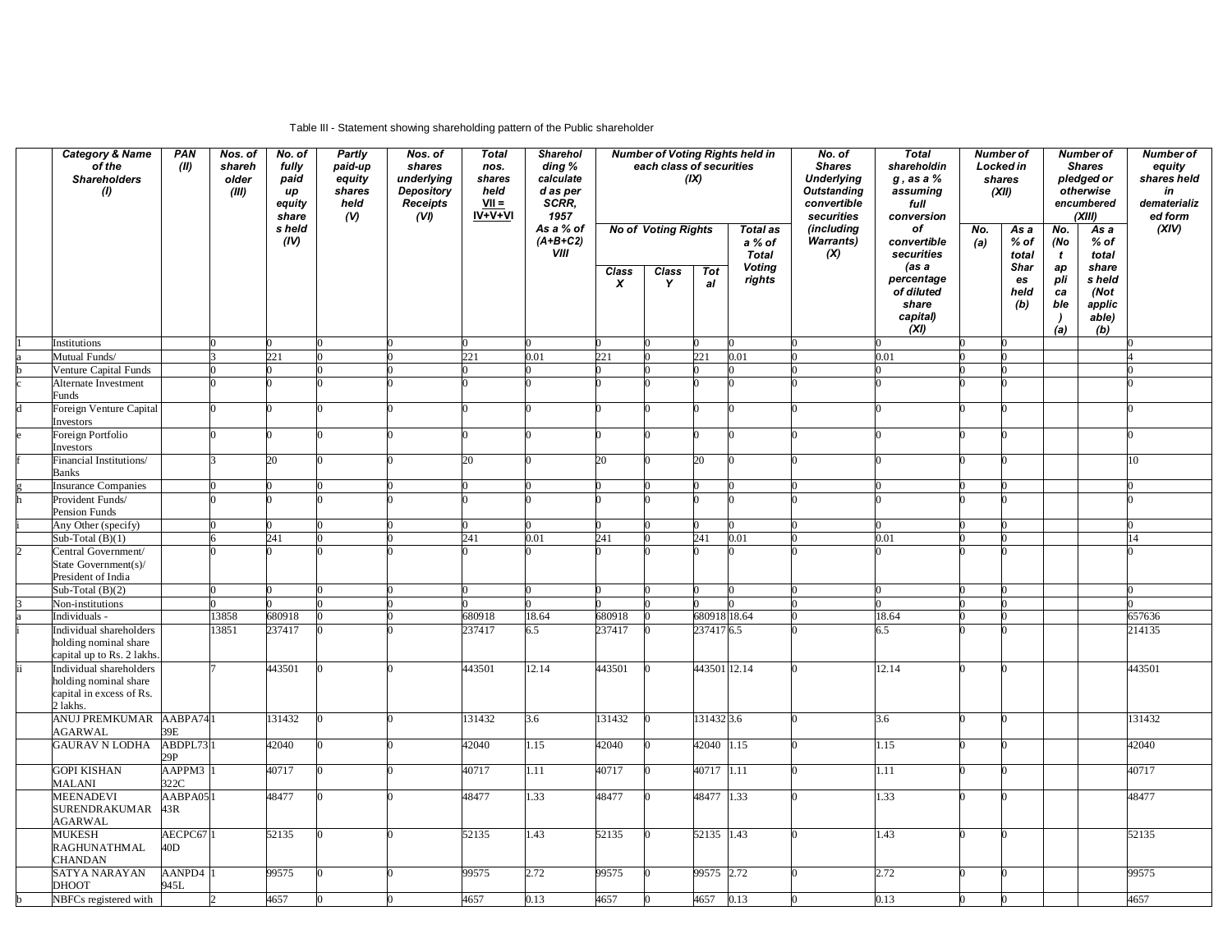Table III - Statement showing shareholding pattern of the Public shareholder

| | Category & Name of the Shareholders (I) | PAN (II) | Nos. of shareholder (III) | No. of fully paid up equity shares held (IV) | Partly paid-up equity shares held (V) | Nos. of shares underlying Depository Receipts (VI) | Total nos. shares held VII = IV+V+VI | Shareholding % calculated as per SCRR, 1957 As a % of (A+B+C2) VIII | Number of Voting Rights held in each class of securities (IX) | | | | No. of Shares Underlying Outstanding convertible securities (including Warrants) (X) | Total shareholding , as a % assuming full conversion of convertible securities (as a percentage of diluted share capital) (XI) | Number of Locked in shares (XII) | | Number of Shares pledged or otherwise encumbered (XIII) | | Number of equity shares held in dematerialized form (XIV) |
|---|---|---|---|---|---|---|---|---|---|---|---|---|---|---|---|---|---|---|---|
| | | | | | | | | | No of Voting Rights | | | Total as a % of Total Voting rights | | | No. (a) | As a % of total Shares held (b) | No. (Not applicable) (a) | As a % of total share s held (Not applicable) (b) | |
| | | | | | | | | | Class X | Class Y | Total | | | | | | | | |
| 1 | Institutions | | 0 | 0 | 0 | 0 | 0 | 0 | 0 | 0 | 0 | 0 | 0 | 0 | 0 | 0 | | | 0 |
| a | Mutual Funds/ | | 3 | 221 | 0 | 0 | 221 | 0.01 | 221 | 0 | 221 | 0.01 | 0 | 0.01 | 0 | 0 | | | 4 |
| b | Venture Capital Funds | | 0 | 0 | 0 | 0 | 0 | 0 | 0 | 0 | 0 | 0 | 0 | 0 | 0 | 0 | | | 0 |
| c | Alternate Investment Funds | | 0 | 0 | 0 | 0 | 0 | 0 | 0 | 0 | 0 | 0 | 0 | 0 | 0 | 0 | | | 0 |
| d | Foreign Venture Capital Investors | | 0 | 0 | 0 | 0 | 0 | 0 | 0 | 0 | 0 | 0 | 0 | 0 | 0 | 0 | | | 0 |
| e | Foreign Portfolio Investors | | 0 | 0 | 0 | 0 | 0 | 0 | 0 | 0 | 0 | 0 | 0 | 0 | 0 | 0 | | | 0 |
| f | Financial Institutions/ Banks | | 3 | 20 | 0 | 0 | 20 | 0 | 20 | 0 | 20 | 0 | 0 | 0 | 0 | 0 | | | 10 |
| g | Insurance Companies | | 0 | 0 | 0 | 0 | 0 | 0 | 0 | 0 | 0 | 0 | 0 | 0 | 0 | 0 | | | 0 |
| h | Provident Funds/ Pension Funds | | 0 | 0 | 0 | 0 | 0 | 0 | 0 | 0 | 0 | 0 | 0 | 0 | 0 | 0 | | | 0 |
| i | Any Other (specify) | | 0 | 0 | 0 | 0 | 0 | 0 | 0 | 0 | 0 | 0 | 0 | 0 | 0 | 0 | | | 0 |
| | Sub-Total (B)(1) | | 6 | 241 | 0 | 0 | 241 | 0.01 | 241 | 0 | 241 | 0.01 | 0 | 0.01 | 0 | 0 | | | 14 |
| 2 | Central Government/ State Government(s)/ President of India | | 0 | 0 | 0 | 0 | 0 | 0 | 0 | 0 | 0 | 0 | 0 | 0 | 0 | 0 | | | 0 |
| | Sub-Total (B)(2) | | 0 | 0 | 0 | 0 | 0 | 0 | 0 | 0 | 0 | 0 | 0 | 0 | 0 | 0 | | | 0 |
| 3 | Non-institutions | | 0 | 0 | 0 | 0 | 0 | 0 | 0 | 0 | 0 | 0 | 0 | 0 | 0 | 0 | | | 0 |
| a | Individuals - | | 13858 | 680918 | 0 | 0 | 680918 | 18.64 | 680918 | 0 | 680918 | 18.64 | 0 | 18.64 | 0 | 0 | | | 657636 |
| i | Individual shareholders holding nominal share capital up to Rs. 2 lakhs. | | 13851 | 237417 | 0 | 0 | 237417 | 6.5 | 237417 | 0 | 237417 | 6.5 | 0 | 6.5 | 0 | 0 | | | 214135 |
| ii | Individual shareholders holding nominal share capital in excess of Rs. 2 lakhs. | | 7 | 443501 | 0 | 0 | 443501 | 12.14 | 443501 | 0 | 443501 | 12.14 | 0 | 12.14 | 0 | 0 | | | 443501 |
| | ANUJ PREMKUMAR AGARWAL | AABPA7439E | 1 | 131432 | 0 | 0 | 131432 | 3.6 | 131432 | 0 | 131432 | 3.6 | 0 | 3.6 | 0 | 0 | | | 131432 |
| | GAURAV N LODHA | ABDPL7329P | 1 | 42040 | 0 | 0 | 42040 | 1.15 | 42040 | 0 | 42040 | 1.15 | 0 | 1.15 | 0 | 0 | | | 42040 |
| | GOPI KISHAN MALANI | AAPPM3322C | 1 | 40717 | 0 | 0 | 40717 | 1.11 | 40717 | 0 | 40717 | 1.11 | 0 | 1.11 | 0 | 0 | | | 40717 |
| | MEENADEVI SURENDRAKUMAR AGARWAL | AABPA0543R | 1 | 48477 | 0 | 0 | 48477 | 1.33 | 48477 | 0 | 48477 | 1.33 | 0 | 1.33 | 0 | 0 | | | 48477 |
| | MUKESH RAGHUNATHMAL CHANDAN | AECPC6740D | 1 | 52135 | 0 | 0 | 52135 | 1.43 | 52135 | 0 | 52135 | 1.43 | 0 | 1.43 | 0 | 0 | | | 52135 |
| | SATYA NARAYAN DHOOT | AANPD4945L | 1 | 99575 | 0 | 0 | 99575 | 2.72 | 99575 | 0 | 99575 | 2.72 | 0 | 2.72 | 0 | 0 | | | 99575 |
| b | NBFCs registered with | | 2 | 4657 | 0 | 0 | 4657 | 0.13 | 4657 | 0 | 4657 | 0.13 | 0 | 0.13 | 0 | 0 | | | 4657 |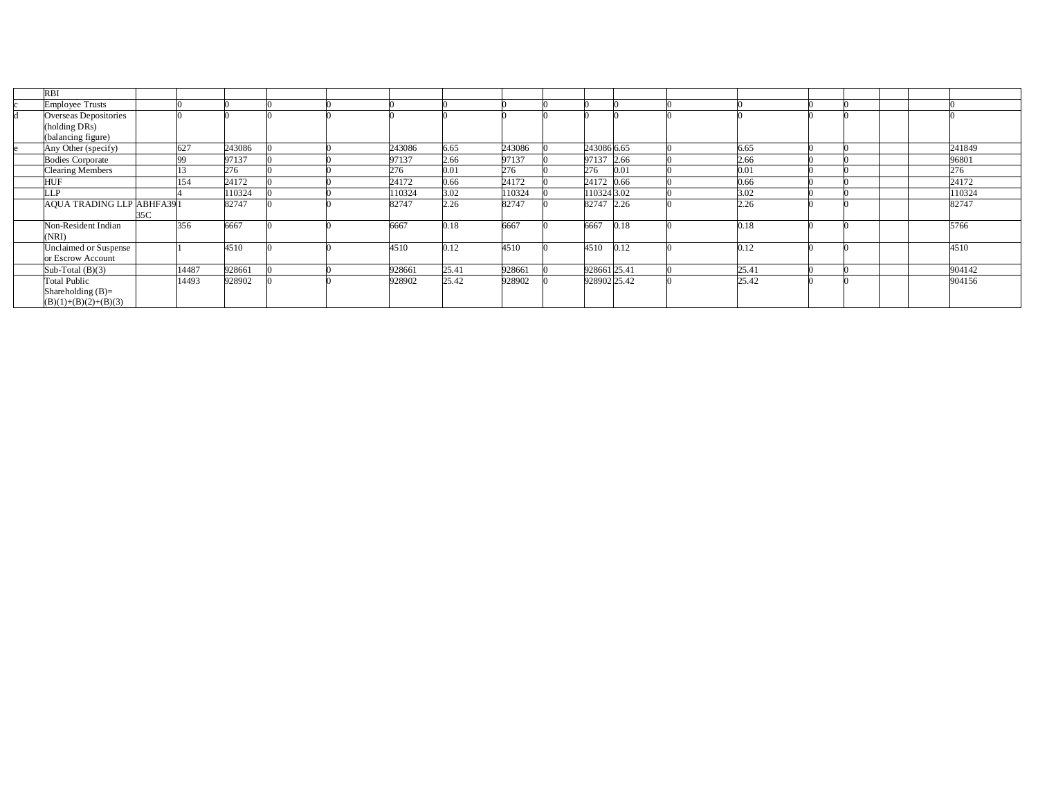| | RBI | | | | | | | | | | | | | | | | | | |
|---|---|---|---|---|---|---|---|---|---|---|---|---|---|---|---|---|---|---|---|
| c | Employee Trusts | | 0 | 0 | 0 | 0 | 0 | 0 | 0 | 0 | 0 | 0 | 0 | 0 | 0 | 0 | | | 0 |
| d | Overseas Depositories (holding DRs) (balancing figure) | | 0 | 0 | 0 | 0 | 0 | 0 | 0 | 0 | 0 | 0 | 0 | 0 | 0 | 0 | | | 0 |
| e | Any Other (specify) | | 627 | 243086 | 0 | 0 | 243086 | 6.65 | 243086 | 0 | 243086 | 6.65 | 0 | 6.65 | 0 | 0 | | | 241849 |
| | Bodies Corporate | | 99 | 97137 | 0 | 0 | 97137 | 2.66 | 97137 | 0 | 97137 | 2.66 | 0 | 2.66 | 0 | 0 | | | 96801 |
| | Clearing Members | | 13 | 276 | 0 | 0 | 276 | 0.01 | 276 | 0 | 276 | 0.01 | 0 | 0.01 | 0 | 0 | | | 276 |
| | HUF | | 154 | 24172 | 0 | 0 | 24172 | 0.66 | 24172 | 0 | 24172 | 0.66 | 0 | 0.66 | 0 | 0 | | | 24172 |
| | LLP | | 4 | 110324 | 0 | 0 | 110324 | 3.02 | 110324 | 0 | 110324 | 3.02 | 0 | 3.02 | 0 | 0 | | | 110324 |
| | AQUA TRADING LLP | ABHFA3935C | 1 | 82747 | 0 | 0 | 82747 | 2.26 | 82747 | 0 | 82747 | 2.26 | 0 | 2.26 | 0 | 0 | | | 82747 |
| | Non-Resident Indian (NRI) | | 356 | 6667 | 0 | 0 | 6667 | 0.18 | 6667 | 0 | 6667 | 0.18 | 0 | 0.18 | 0 | 0 | | | 5766 |
| | Unclaimed or Suspense or Escrow Account | | 1 | 4510 | 0 | 0 | 4510 | 0.12 | 4510 | 0 | 4510 | 0.12 | 0 | 0.12 | 0 | 0 | | | 4510 |
| | Sub-Total (B)(3) | | 14487 | 928661 | 0 | 0 | 928661 | 25.41 | 928661 | 0 | 928661 | 25.41 | 0 | 25.41 | 0 | 0 | | | 904142 |
| | Total Public Shareholding (B)= (B)(1)+(B)(2)+(B)(3) | | 14493 | 928902 | 0 | 0 | 928902 | 25.42 | 928902 | 0 | 928902 | 25.42 | 0 | 25.42 | 0 | 0 | | | 904156 |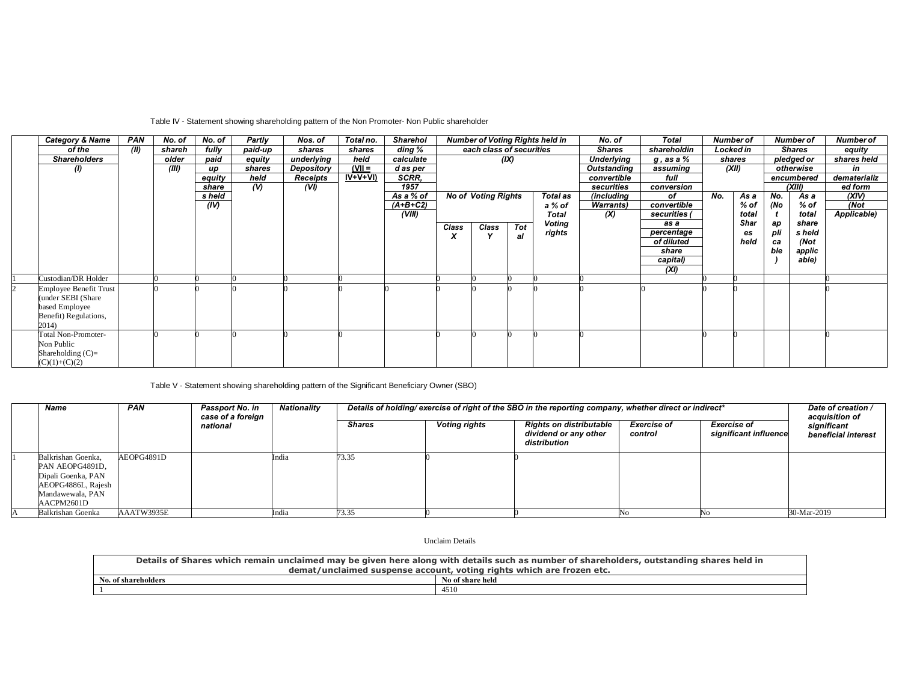Table IV - Statement showing shareholding pattern of the Non Promoter- Non Public shareholder

| | Category & Name of the Shareholders (I) | PAN (II) | No. of shareholder (III) | No. of fully paid up equity share s held (IV) | Partly paid-up equity shares held (V) | Nos. of shares underlying Depository Receipts (VI) | Total no. shares held (VII = IV+V+VI) | Shareholding % calculated as per SCRR, 1957 As a % of (A+B+C2) (VIII) | Number of Voting Rights held in each class of securities (IX) | | | | No. of Shares Underlying Outstanding convertible securities (including Warrants) (X) | Total shareholding , as a % assuming full conversion of convertible securities ( as a percentage of diluted share capital) (XI) | Number of Locked in shares (XII) | | Number of Shares pledged or otherwise encumbered (XIII) | | Number of equity shares held in dematerialized form (XIV) (Not Applicable) |
|---|---|---|---|---|---|---|---|---|---|---|---|---|---|---|---|---|---|---|---|
| | | | | | | | | | No of Voting Rights | | | Total as a % of Total Voting rights | | | No. | As a % of total Shares held | No. (Not applicable) | As a % of total share s held (Not applicable) | |
| | | | | | | | | | Class X | Class Y | Total | | | | | | | | |
| 1 | Custodian/DR Holder | | 0 | 0 | 0 | 0 | 0 | | 0 | 0 | 0 | 0 | 0 | | 0 | 0 | | | 0 |
| 2 | Employee Benefit Trust (under SEBI (Share based Employee Benefit) Regulations, 2014) | | 0 | 0 | 0 | 0 | 0 | 0 | 0 | 0 | 0 | 0 | 0 | 0 | 0 | 0 | | | 0 |
| | Total Non-Promoter-Non Public Shareholding (C)= (C)(1)+(C)(2) | | 0 | 0 | 0 | 0 | 0 | | 0 | 0 | 0 | 0 | 0 | | 0 | 0 | | | 0 |

Table V - Statement showing shareholding pattern of the Significant Beneficiary Owner (SBO)

| | Name | PAN | Passport No. in case of a foreign national | Nationality | Details of holding/ exercise of right of the SBO in the reporting company, whether direct or indirect* | | | | | Date of creation / acquisition of significant beneficial interest |
|---|---|---|---|---|---|---|---|---|---|---|
| | | | | | Shares | Voting rights | Rights on distributable dividend or any other distribution | Exercise of control | Exercise of significant influence | |
| 1 | Balkrishan Goenka, PAN AEOPG4891D, Dipali Goenka, PAN AEOPG4886L, Rajesh Mandawewala, PAN AACPM2601D | AEOPG4891D | | India | 73.35 | 0 | 0 | | | |
| A | Balkrishan Goenka | AAATW3935E | | India | 73.35 | 0 | 0 | No | No | 30-Mar-2019 |

Unclaim Details

| Details of Shares which remain unclaimed may be given here along with details such as number of shareholders, outstanding shares held in demat/unclaimed suspense account, voting rights which are frozen etc. | |
|---|---|
| **No. of shareholders** | **No of share held** |
| 1 | 4510 |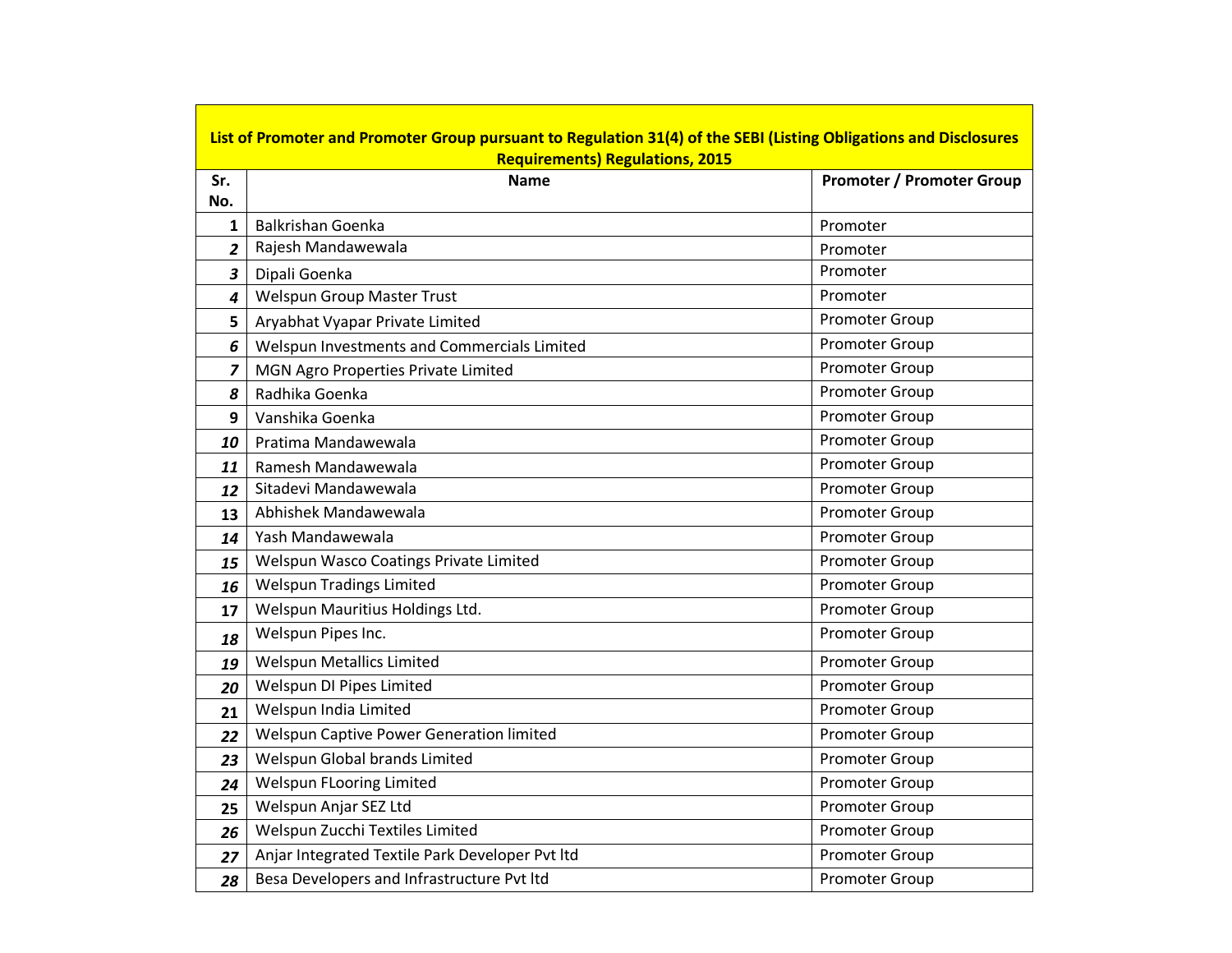| List of Promoter and Promoter Group pursuant to Regulation 31(4) of the SEBI (Listing Obligations and Disclosures Requirements) Regulations, 2015 | | |
|---|---|---|
| **Sr. No.** | **Name** | **Promoter / Promoter Group** |
| 1 | Balkrishan Goenka | Promoter |
| 2 | Rajesh Mandawewala | Promoter |
| 3 | Dipali Goenka | Promoter |
| 4 | Welspun Group Master Trust | Promoter |
| 5 | Aryabhat Vyapar Private Limited | Promoter Group |
| 6 | Welspun Investments and Commercials Limited | Promoter Group |
| 7 | MGN Agro Properties Private Limited | Promoter Group |
| 8 | Radhika Goenka | Promoter Group |
| 9 | Vanshika Goenka | Promoter Group |
| 10 | Pratima Mandawewala | Promoter Group |
| 11 | Ramesh Mandawewala | Promoter Group |
| 12 | Sitadevi Mandawewala | Promoter Group |
| 13 | Abhishek Mandawewala | Promoter Group |
| 14 | Yash Mandawewala | Promoter Group |
| 15 | Welspun Wasco Coatings Private Limited | Promoter Group |
| 16 | Welspun Tradings Limited | Promoter Group |
| 17 | Welspun Mauritius Holdings Ltd. | Promoter Group |
| 18 | Welspun Pipes Inc. | Promoter Group |
| 19 | Welspun Metallics Limited | Promoter Group |
| 20 | Welspun DI Pipes Limited | Promoter Group |
| 21 | Welspun India Limited | Promoter Group |
| 22 | Welspun Captive Power Generation limited | Promoter Group |
| 23 | Welspun Global brands Limited | Promoter Group |
| 24 | Welspun FLooring Limited | Promoter Group |
| 25 | Welspun Anjar SEZ Ltd | Promoter Group |
| 26 | Welspun Zucchi Textiles Limited | Promoter Group |
| 27 | Anjar Integrated Textile Park Developer Pvt ltd | Promoter Group |
| 28 | Besa Developers and Infrastructure Pvt ltd | Promoter Group |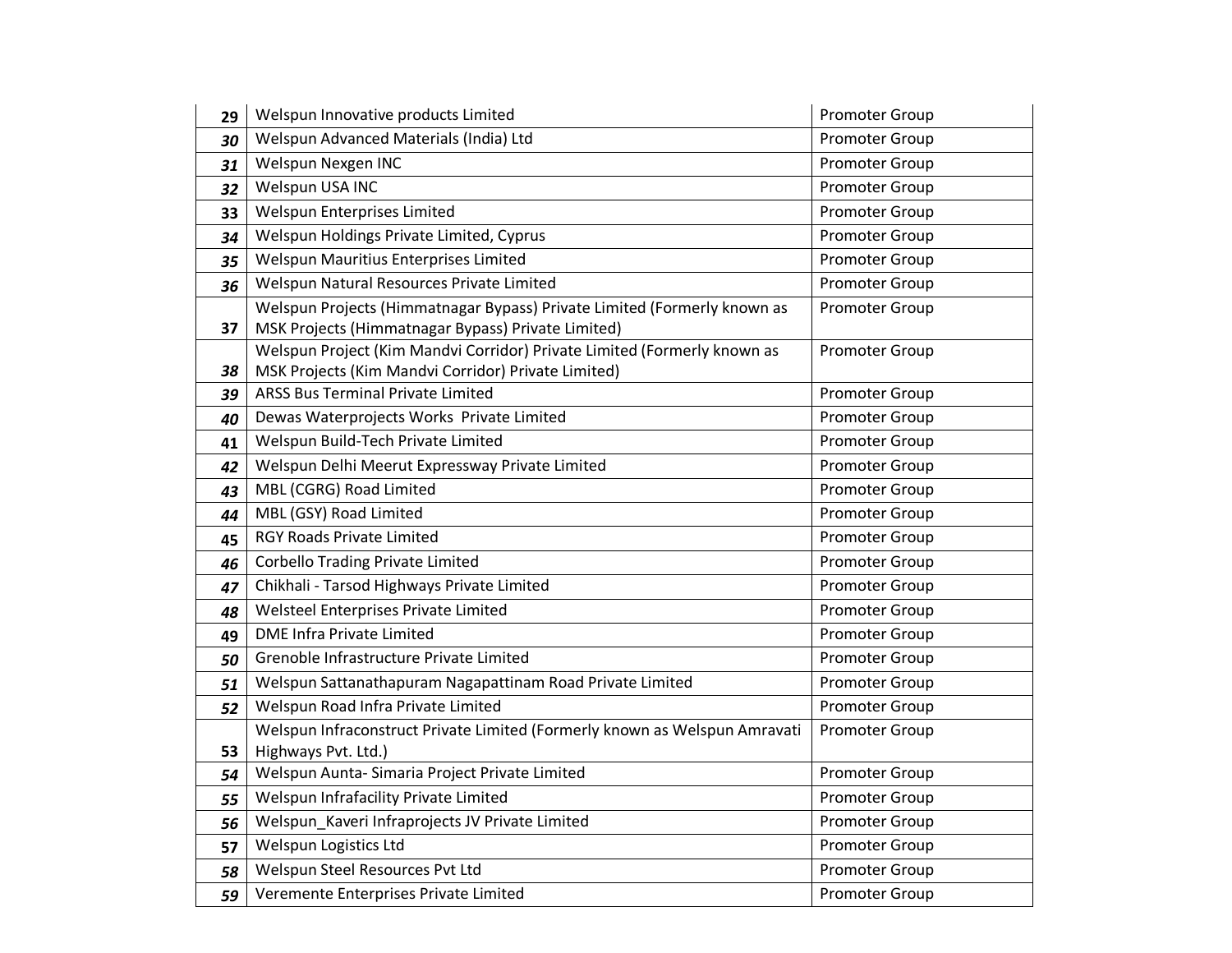| | | |
|---|---|---|
| **29** | Welspun Innovative products Limited | Promoter Group |
| ***30*** | Welspun Advanced Materials (India) Ltd | Promoter Group |
| ***31*** | Welspun Nexgen INC | Promoter Group |
| ***32*** | Welspun USA INC | Promoter Group |
| **33** | Welspun Enterprises Limited | Promoter Group |
| ***34*** | Welspun Holdings Private Limited, Cyprus | Promoter Group |
| ***35*** | Welspun Mauritius Enterprises Limited | Promoter Group |
| ***36*** | Welspun Natural Resources Private Limited | Promoter Group |
| **37** | Welspun Projects (Himmatnagar Bypass) Private Limited (Formerly known as MSK Projects (Himmatnagar Bypass) Private Limited) | Promoter Group |
| ***38*** | Welspun Project (Kim Mandvi Corridor) Private Limited (Formerly known as MSK Projects (Kim Mandvi Corridor) Private Limited) | Promoter Group |
| ***39*** | ARSS Bus Terminal Private Limited | Promoter Group |
| ***40*** | Dewas Waterprojects Works Private Limited | Promoter Group |
| **41** | Welspun Build-Tech Private Limited | Promoter Group |
| ***42*** | Welspun Delhi Meerut Expressway Private Limited | Promoter Group |
| ***43*** | MBL (CGRG) Road Limited | Promoter Group |
| ***44*** | MBL (GSY) Road Limited | Promoter Group |
| **45** | RGY Roads Private Limited | Promoter Group |
| ***46*** | Corbello Trading Private Limited | Promoter Group |
| ***47*** | Chikhali - Tarsod Highways Private Limited | Promoter Group |
| ***48*** | Welsteel Enterprises Private Limited | Promoter Group |
| **49** | DME Infra Private Limited | Promoter Group |
| ***50*** | Grenoble Infrastructure Private Limited | Promoter Group |
| ***51*** | Welspun Sattanathapuram Nagapattinam Road Private Limited | Promoter Group |
| ***52*** | Welspun Road Infra Private Limited | Promoter Group |
| **53** | Welspun Infraconstruct Private Limited (Formerly known as Welspun Amravati Highways Pvt. Ltd.) | Promoter Group |
| ***54*** | Welspun Aunta- Simaria Project Private Limited | Promoter Group |
| ***55*** | Welspun Infrafacility Private Limited | Promoter Group |
| ***56*** | Welspun_Kaveri Infraprojects JV Private Limited | Promoter Group |
| **57** | Welspun Logistics Ltd | Promoter Group |
| ***58*** | Welspun Steel Resources Pvt Ltd | Promoter Group |
| ***59*** | Veremente Enterprises Private Limited | Promoter Group |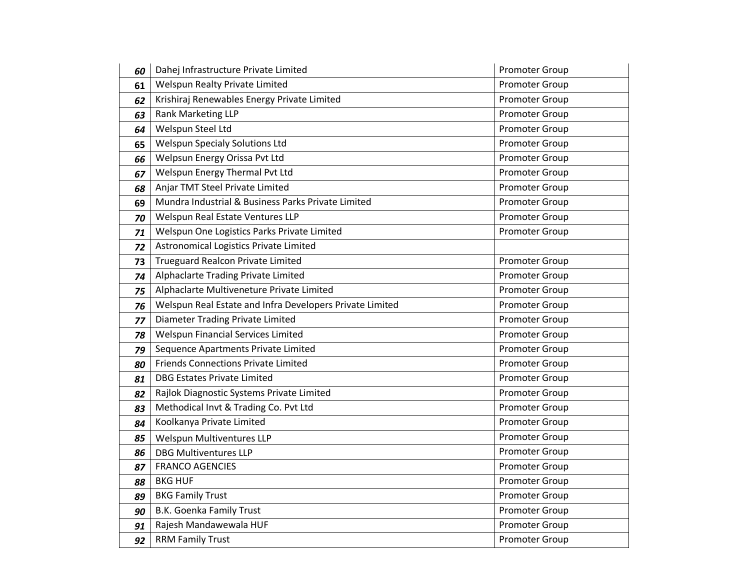| | | |
|---|---|---|
| 60 | Dahej Infrastructure Private Limited | Promoter Group |
| 61 | Welspun Realty Private Limited | Promoter Group |
| 62 | Krishiraj Renewables Energy Private Limited | Promoter Group |
| 63 | Rank Marketing LLP | Promoter Group |
| 64 | Welspun Steel Ltd | Promoter Group |
| 65 | Welspun Specialy Solutions Ltd | Promoter Group |
| 66 | Welpsun Energy Orissa Pvt Ltd | Promoter Group |
| 67 | Welspun Energy Thermal Pvt Ltd | Promoter Group |
| 68 | Anjar TMT Steel Private Limited | Promoter Group |
| 69 | Mundra Industrial & Business Parks Private Limited | Promoter Group |
| 70 | Welspun Real Estate Ventures LLP | Promoter Group |
| 71 | Welspun One Logistics Parks Private Limited | Promoter Group |
| 72 | Astronomical Logistics Private Limited | |
| 73 | Trueguard Realcon Private Limited | Promoter Group |
| 74 | Alphaclarte Trading Private Limited | Promoter Group |
| 75 | Alphaclarte Multiveneture Private Limited | Promoter Group |
| 76 | Welspun Real Estate and Infra Developers Private Limited | Promoter Group |
| 77 | Diameter Trading Private Limited | Promoter Group |
| 78 | Welspun Financial Services Limited | Promoter Group |
| 79 | Sequence Apartments Private Limited | Promoter Group |
| 80 | Friends Connections Private Limited | Promoter Group |
| 81 | DBG Estates Private Limited | Promoter Group |
| 82 | Rajlok Diagnostic Systems Private Limited | Promoter Group |
| 83 | Methodical Invt & Trading Co. Pvt Ltd | Promoter Group |
| 84 | Koolkanya Private Limited | Promoter Group |
| 85 | Welspun Multiventures LLP | Promoter Group |
| 86 | DBG Multiventures LLP | Promoter Group |
| 87 | FRANCO AGENCIES | Promoter Group |
| 88 | BKG HUF | Promoter Group |
| 89 | BKG Family Trust | Promoter Group |
| 90 | B.K. Goenka Family Trust | Promoter Group |
| 91 | Rajesh Mandawewala HUF | Promoter Group |
| 92 | RRM Family Trust | Promoter Group |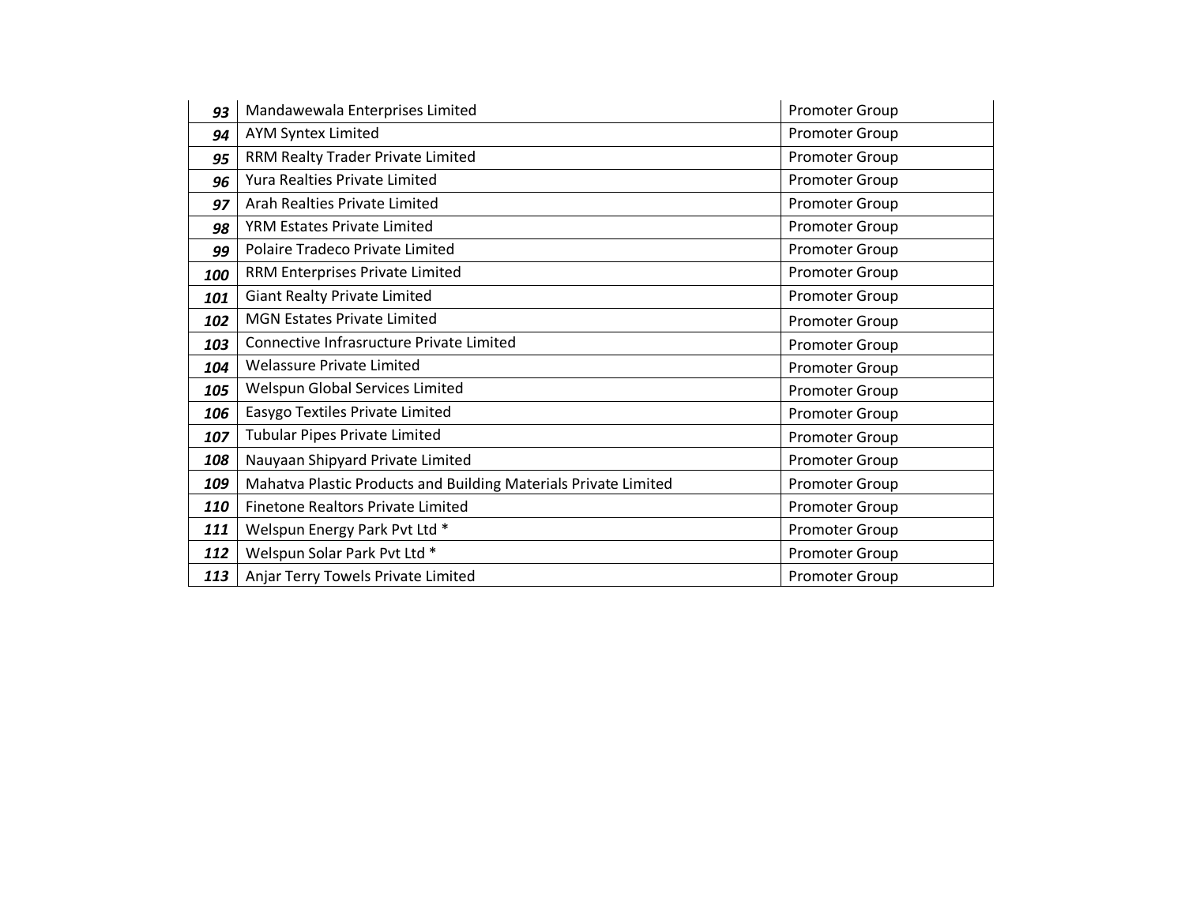| | | |
|---|---|---|
| ***93*** | Mandawewala Enterprises Limited | Promoter Group |
| ***94*** | AYM Syntex Limited | Promoter Group |
| ***95*** | RRM Realty Trader Private Limited | Promoter Group |
| ***96*** | Yura Realties Private Limited | Promoter Group |
| ***97*** | Arah Realties Private Limited | Promoter Group |
| ***98*** | YRM Estates Private Limited | Promoter Group |
| ***99*** | Polaire Tradeco Private Limited | Promoter Group |
| ***100*** | RRM Enterprises Private Limited | Promoter Group |
| ***101*** | Giant Realty Private Limited | Promoter Group |
| ***102*** | MGN Estates Private Limited | Promoter Group |
| ***103*** | Connective Infrasructure Private Limited | Promoter Group |
| ***104*** | Welassure Private Limited | Promoter Group |
| ***105*** | Welspun Global Services Limited | Promoter Group |
| ***106*** | Easygo Textiles Private Limited | Promoter Group |
| ***107*** | Tubular Pipes Private Limited | Promoter Group |
| ***108*** | Nauyaan Shipyard Private Limited | Promoter Group |
| ***109*** | Mahatva Plastic Products and Building Materials Private Limited | Promoter Group |
| ***110*** | Finetone Realtors Private Limited | Promoter Group |
| ***111*** | Welspun Energy Park Pvt Ltd * | Promoter Group |
| ***112*** | Welspun Solar Park Pvt Ltd * | Promoter Group |
| ***113*** | Anjar Terry Towels Private Limited | Promoter Group |